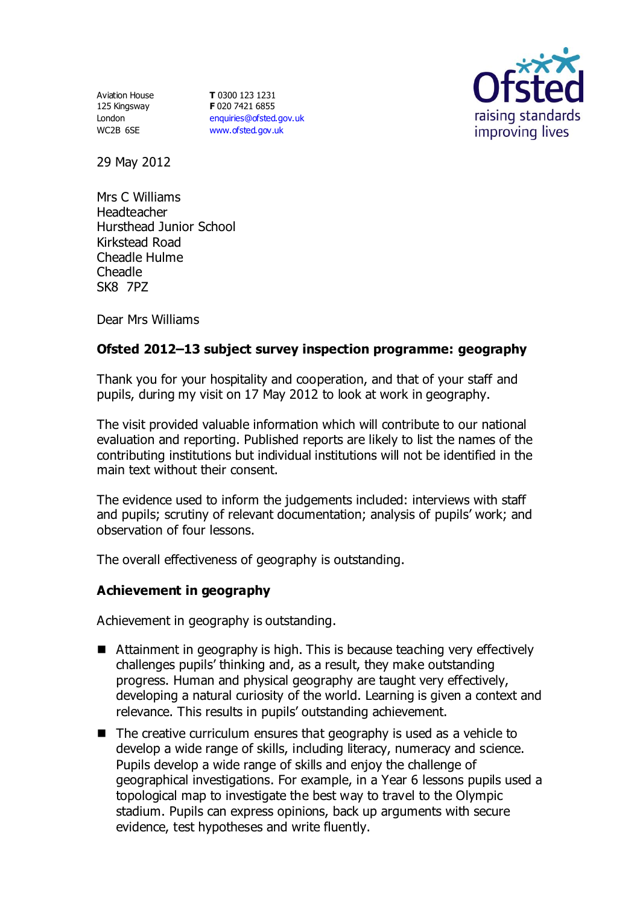Aviation House
125 Kingsway
London
WC2B 6SE

**T** 0300 123 1231
**F** 020 7421 6855
enquiries@ofsted.gov.uk
www.ofsted.gov.uk

29 May 2012

Mrs C Williams
Headteacher
Hursthead Junior School
Kirkstead Road
Cheadle Hulme
Cheadle
SK8 7PZ

Dear Mrs Williams

**Ofsted 2012–13 subject survey inspection programme: geography**

Thank you for your hospitality and cooperation, and that of your staff and pupils, during my visit on 17 May 2012 to look at work in geography.

The visit provided valuable information which will contribute to our national evaluation and reporting. Published reports are likely to list the names of the contributing institutions but individual institutions will not be identified in the main text without their consent.

The evidence used to inform the judgements included: interviews with staff and pupils; scrutiny of relevant documentation; analysis of pupils' work; and observation of four lessons.

The overall effectiveness of geography is outstanding.

**Achievement in geography**

Achievement in geography is outstanding.

- Attainment in geography is high. This is because teaching very effectively challenges pupils' thinking and, as a result, they make outstanding progress. Human and physical geography are taught very effectively, developing a natural curiosity of the world. Learning is given a context and relevance. This results in pupils' outstanding achievement.
- The creative curriculum ensures that geography is used as a vehicle to develop a wide range of skills, including literacy, numeracy and science. Pupils develop a wide range of skills and enjoy the challenge of geographical investigations. For example, in a Year 6 lessons pupils used a topological map to investigate the best way to travel to the Olympic stadium. Pupils can express opinions, back up arguments with secure evidence, test hypotheses and write fluently.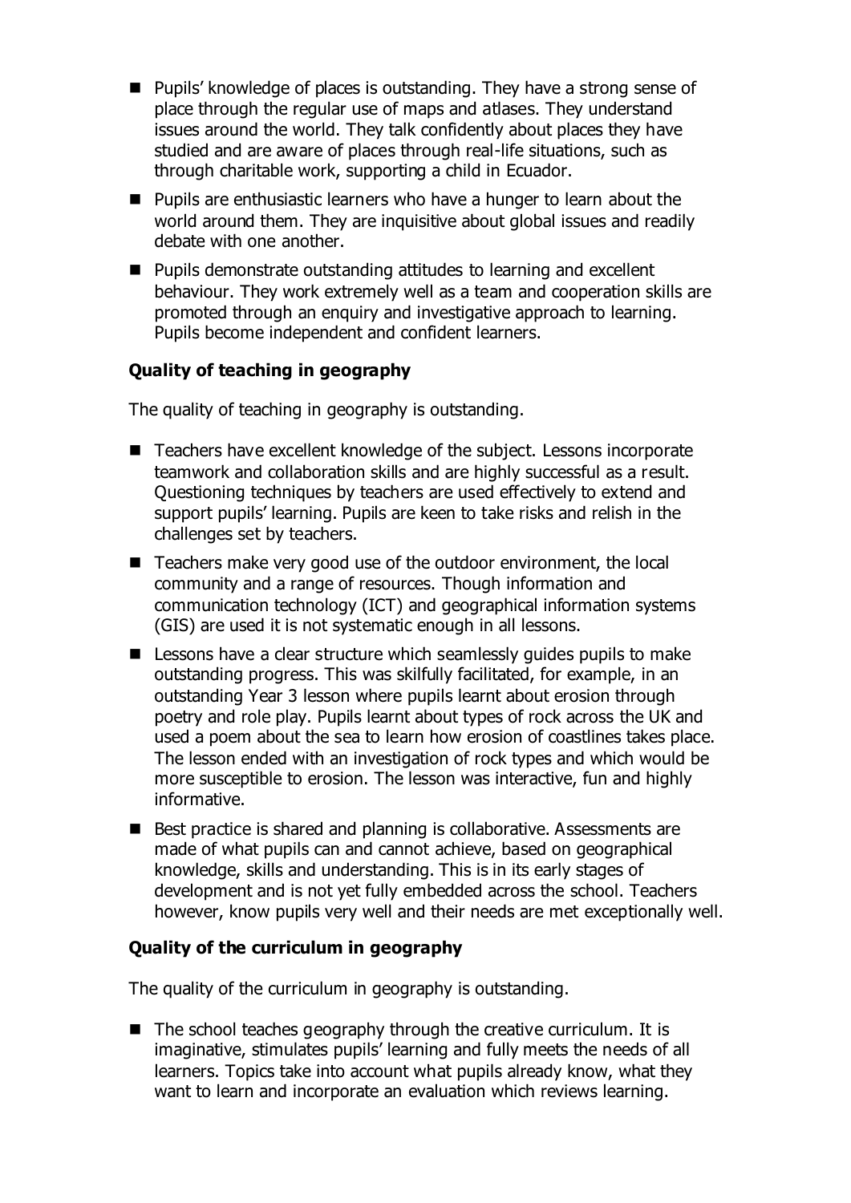- Pupils' knowledge of places is outstanding. They have a strong sense of place through the regular use of maps and atlases. They understand issues around the world. They talk confidently about places they have studied and are aware of places through real-life situations, such as through charitable work, supporting a child in Ecuador.
- Pupils are enthusiastic learners who have a hunger to learn about the world around them. They are inquisitive about global issues and readily debate with one another.
- Pupils demonstrate outstanding attitudes to learning and excellent behaviour. They work extremely well as a team and cooperation skills are promoted through an enquiry and investigative approach to learning. Pupils become independent and confident learners.

**Quality of teaching in geography**

The quality of teaching in geography is outstanding.

- Teachers have excellent knowledge of the subject. Lessons incorporate teamwork and collaboration skills and are highly successful as a result. Questioning techniques by teachers are used effectively to extend and support pupils' learning. Pupils are keen to take risks and relish in the challenges set by teachers.
- Teachers make very good use of the outdoor environment, the local community and a range of resources. Though information and communication technology (ICT) and geographical information systems (GIS) are used it is not systematic enough in all lessons.
- Lessons have a clear structure which seamlessly guides pupils to make outstanding progress. This was skilfully facilitated, for example, in an outstanding Year 3 lesson where pupils learnt about erosion through poetry and role play. Pupils learnt about types of rock across the UK and used a poem about the sea to learn how erosion of coastlines takes place. The lesson ended with an investigation of rock types and which would be more susceptible to erosion. The lesson was interactive, fun and highly informative.
- Best practice is shared and planning is collaborative. Assessments are made of what pupils can and cannot achieve, based on geographical knowledge, skills and understanding. This is in its early stages of development and is not yet fully embedded across the school. Teachers however, know pupils very well and their needs are met exceptionally well.

**Quality of the curriculum in geography**

The quality of the curriculum in geography is outstanding.

- The school teaches geography through the creative curriculum. It is imaginative, stimulates pupils' learning and fully meets the needs of all learners. Topics take into account what pupils already know, what they want to learn and incorporate an evaluation which reviews learning.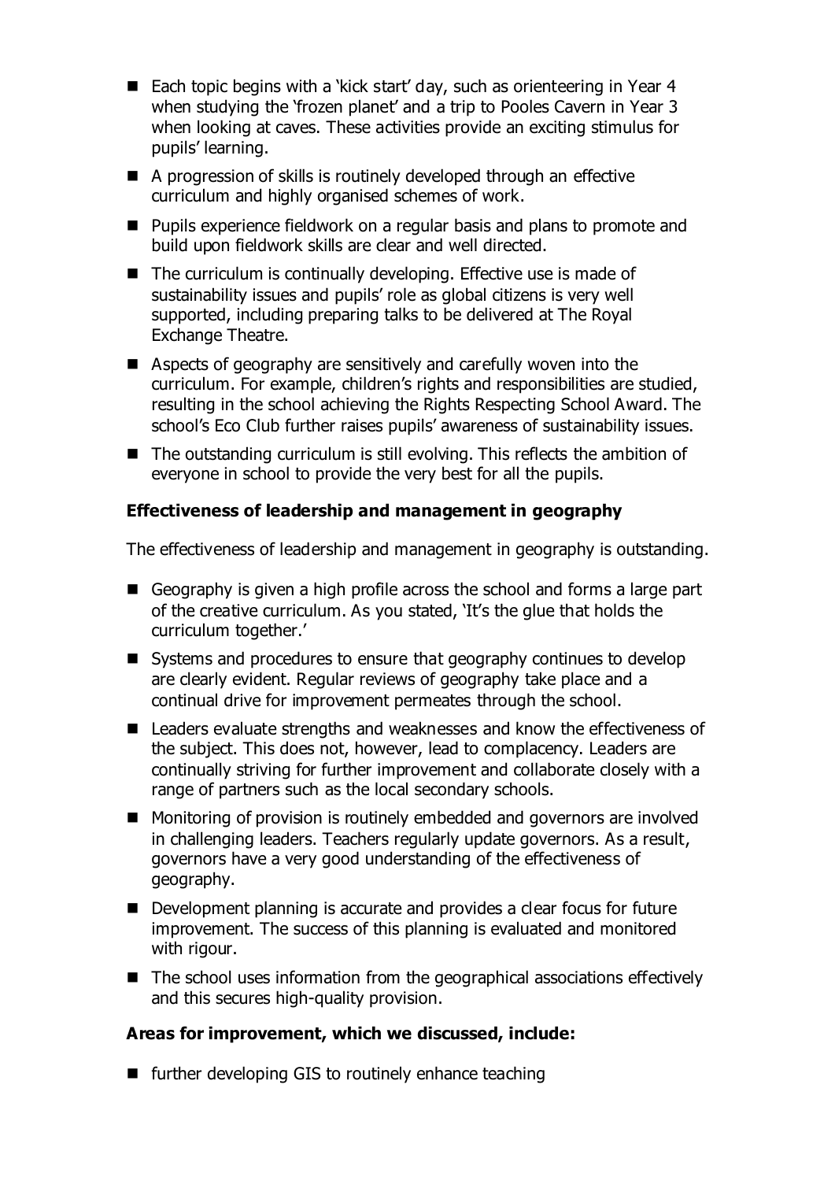- Each topic begins with a 'kick start' day, such as orienteering in Year 4 when studying the 'frozen planet' and a trip to Pooles Cavern in Year 3 when looking at caves. These activities provide an exciting stimulus for pupils' learning.
- A progression of skills is routinely developed through an effective curriculum and highly organised schemes of work.
- Pupils experience fieldwork on a regular basis and plans to promote and build upon fieldwork skills are clear and well directed.
- The curriculum is continually developing. Effective use is made of sustainability issues and pupils' role as global citizens is very well supported, including preparing talks to be delivered at The Royal Exchange Theatre.
- Aspects of geography are sensitively and carefully woven into the curriculum. For example, children's rights and responsibilities are studied, resulting in the school achieving the Rights Respecting School Award. The school's Eco Club further raises pupils' awareness of sustainability issues.
- The outstanding curriculum is still evolving. This reflects the ambition of everyone in school to provide the very best for all the pupils.

**Effectiveness of leadership and management in geography**

The effectiveness of leadership and management in geography is outstanding.

- Geography is given a high profile across the school and forms a large part of the creative curriculum. As you stated, 'It's the glue that holds the curriculum together.'
- Systems and procedures to ensure that geography continues to develop are clearly evident. Regular reviews of geography take place and a continual drive for improvement permeates through the school.
- Leaders evaluate strengths and weaknesses and know the effectiveness of the subject. This does not, however, lead to complacency. Leaders are continually striving for further improvement and collaborate closely with a range of partners such as the local secondary schools.
- Monitoring of provision is routinely embedded and governors are involved in challenging leaders. Teachers regularly update governors. As a result, governors have a very good understanding of the effectiveness of geography.
- Development planning is accurate and provides a clear focus for future improvement. The success of this planning is evaluated and monitored with rigour.
- The school uses information from the geographical associations effectively and this secures high-quality provision.

**Areas for improvement, which we discussed, include:**

- further developing GIS to routinely enhance teaching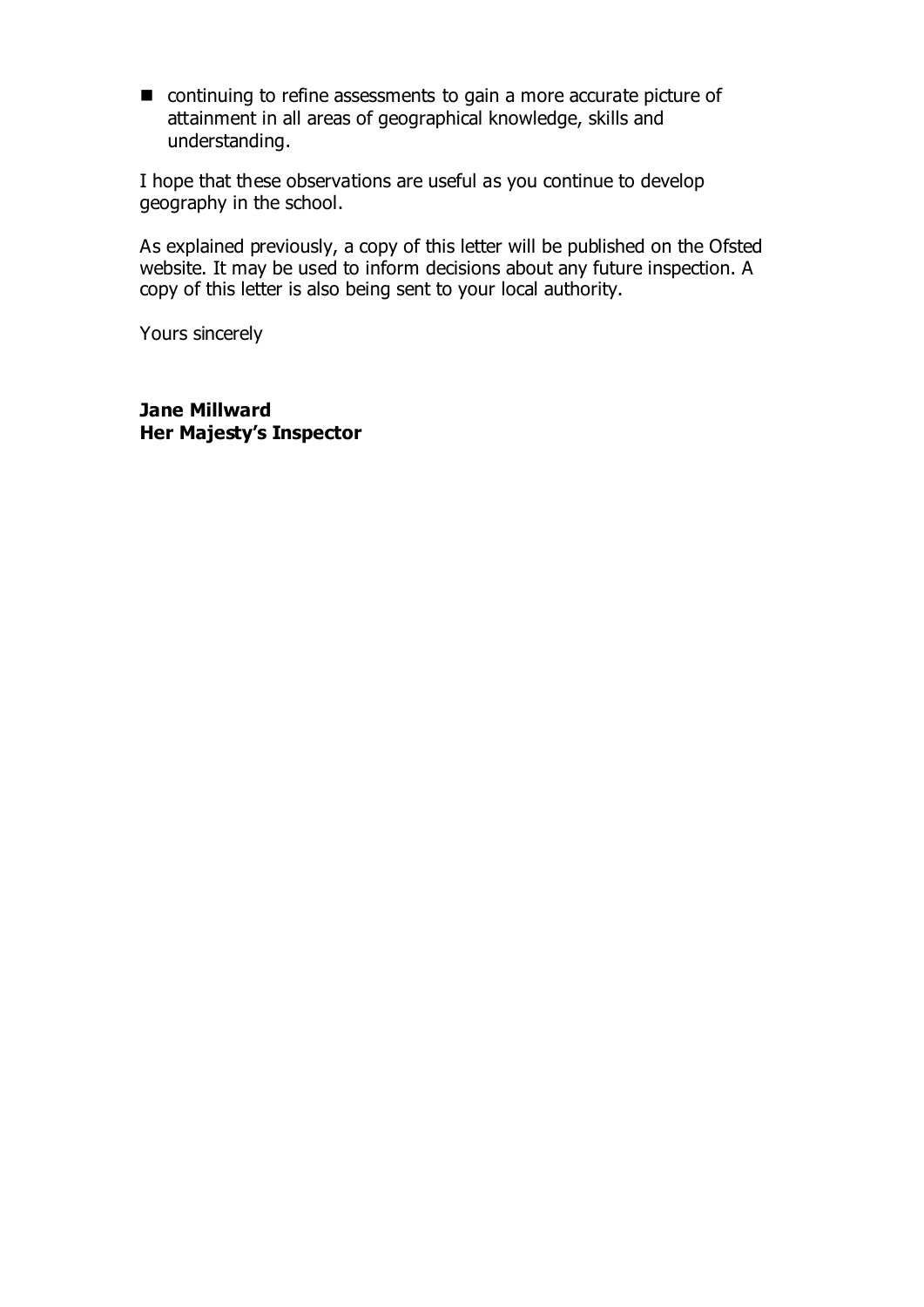- continuing to refine assessments to gain a more accurate picture of attainment in all areas of geographical knowledge, skills and understanding.

I hope that these observations are useful as you continue to develop geography in the school.

As explained previously, a copy of this letter will be published on the Ofsted website. It may be used to inform decisions about any future inspection. A copy of this letter is also being sent to your local authority.

Yours sincerely

**Jane Millward**
**Her Majesty's Inspector**